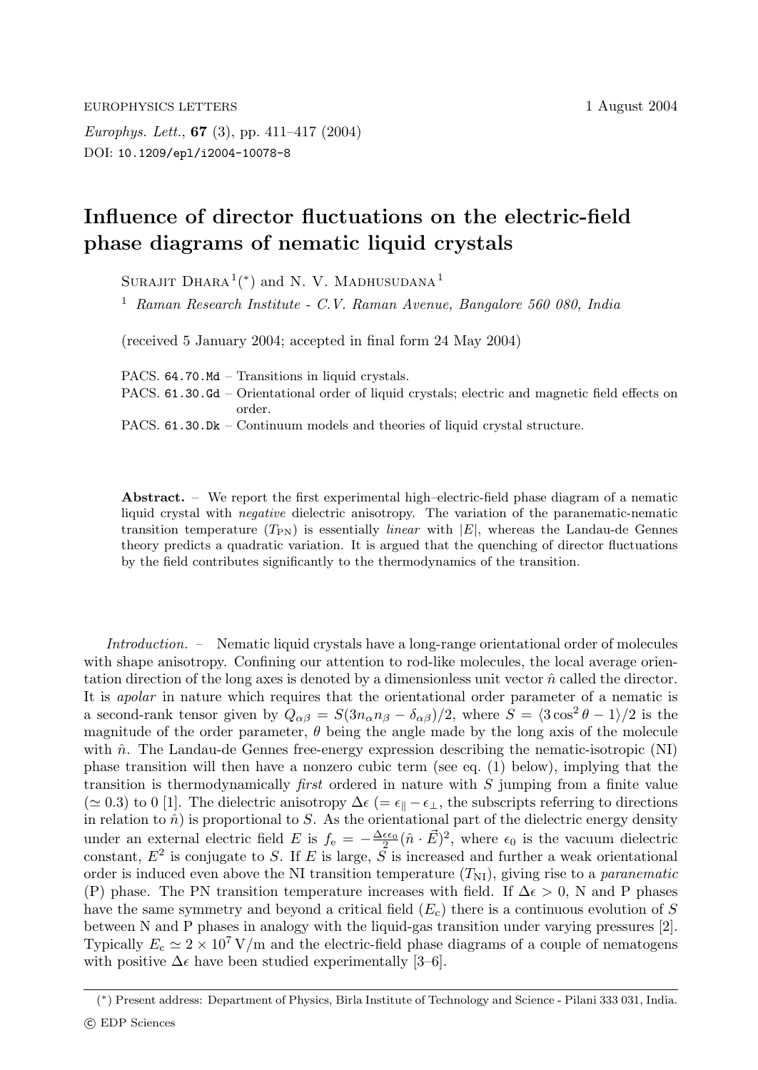# Influence of director fluctuations on the electric-field phase diagrams of nematic liquid crystals

SURAJIT DHARA[1](*) and N. V. MADHUSUDANA[1]

[1] *Raman Research Institute - C.V. Raman Avenue, Bangalore 560 080, India*

(received 5 January 2004; accepted in final form 24 May 2004)

PACS. 64.70.Md – Transitions in liquid crystals.
PACS. 61.30.Gd – Orientational order of liquid crystals; electric and magnetic field effects on order.
PACS. 61.30.Dk – Continuum models and theories of liquid crystal structure.

**Abstract.** – We report the first experimental high–electric-field phase diagram of a nematic liquid crystal with *negative* dielectric anisotropy. The variation of the paranematic-nematic transition temperature ($T_{\rm PN}$) is essentially *linear* with $|E|$, whereas the Landau-de Gennes theory predicts a quadratic variation. It is argued that the quenching of director fluctuations by the field contributes significantly to the thermodynamics of the transition.

*Introduction.* – Nematic liquid crystals have a long-range orientational order of molecules with shape anisotropy. Confining our attention to rod-like molecules, the local average orientation direction of the long axes is denoted by a dimensionless unit vector $\hat{n}$ called the director. It is *apolar* in nature which requires that the orientational order parameter of a nematic is a second-rank tensor given by $Q_{\alpha\beta} = S(3n_\alpha n_\beta - \delta_{\alpha\beta})/2$, where $S = \langle 3\cos^2\theta - 1\rangle/2$ is the magnitude of the order parameter, $\theta$ being the angle made by the long axis of the molecule with $\hat{n}$. The Landau-de Gennes free-energy expression describing the nematic-isotropic (NI) phase transition will then have a nonzero cubic term (see eq. (1) below), implying that the transition is thermodynamically *first* ordered in nature with $S$ jumping from a finite value ($\simeq 0.3$) to 0 [1]. The dielectric anisotropy $\Delta\epsilon$ ($= \epsilon_\parallel - \epsilon_\perp$, the subscripts referring to directions in relation to $\hat{n}$) is proportional to $S$. As the orientational part of the dielectric energy density under an external electric field $E$ is $f_{\rm e} = -\frac{\Delta\epsilon\epsilon_0}{2}(\hat{n}\cdot\vec{E})^2$, where $\epsilon_0$ is the vacuum dielectric constant, $E^2$ is conjugate to $S$. If $E$ is large, $S$ is increased and further a weak orientational order is induced even above the NI transition temperature ($T_{\rm NI}$), giving rise to a *paranematic* (P) phase. The PN transition temperature increases with field. If $\Delta\epsilon > 0$, N and P phases have the same symmetry and beyond a critical field ($E_{\rm c}$) there is a continuous evolution of $S$ between N and P phases in analogy with the liquid-gas transition under varying pressures [2]. Typically $E_{\rm c} \simeq 2\times 10^7$ V/m and the electric-field phase diagrams of a couple of nematogens with positive $\Delta\epsilon$ have been studied experimentally [3–6].

(*) Present address: Department of Physics, Birla Institute of Technology and Science - Pilani 333 031, India.

© EDP Sciences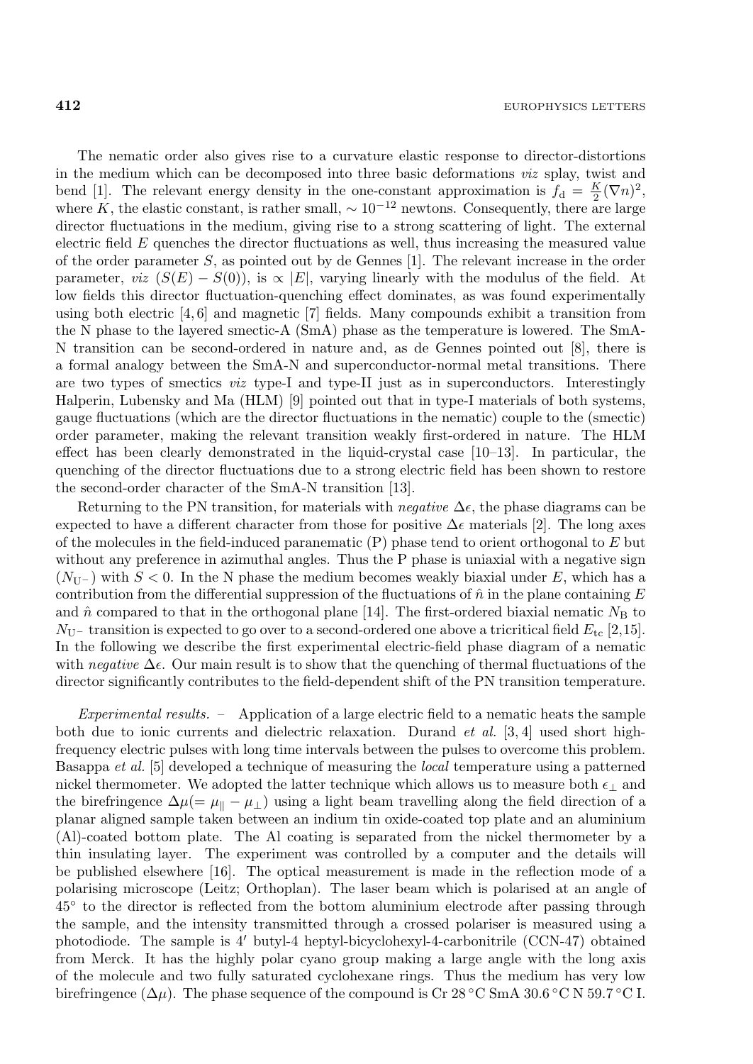The nematic order also gives rise to a curvature elastic response to director-distortions in the medium which can be decomposed into three basic deformations *viz* splay, twist and bend [1]. The relevant energy density in the one-constant approximation is $f_\mathrm{d} = \frac{K}{2}(\nabla n)^2$, where $K$, the elastic constant, is rather small, $\sim 10^{-12}$ newtons. Consequently, there are large director fluctuations in the medium, giving rise to a strong scattering of light. The external electric field $E$ quenches the director fluctuations as well, thus increasing the measured value of the order parameter $S$, as pointed out by de Gennes [1]. The relevant increase in the order parameter, *viz* $(S(E) - S(0))$, is $\propto |E|$, varying linearly with the modulus of the field. At low fields this director fluctuation-quenching effect dominates, as was found experimentally using both electric [4, 6] and magnetic [7] fields. Many compounds exhibit a transition from the N phase to the layered smectic-A (SmA) phase as the temperature is lowered. The SmA-N transition can be second-ordered in nature and, as de Gennes pointed out [8], there is a formal analogy between the SmA-N and superconductor-normal metal transitions. There are two types of smectics *viz* type-I and type-II just as in superconductors. Interestingly Halperin, Lubensky and Ma (HLM) [9] pointed out that in type-I materials of both systems, gauge fluctuations (which are the director fluctuations in the nematic) couple to the (smectic) order parameter, making the relevant transition weakly first-ordered in nature. The HLM effect has been clearly demonstrated in the liquid-crystal case [10–13]. In particular, the quenching of the director fluctuations due to a strong electric field has been shown to restore the second-order character of the SmA-N transition [13].

Returning to the PN transition, for materials with *negative* $\Delta\epsilon$, the phase diagrams can be expected to have a different character from those for positive $\Delta\epsilon$ materials [2]. The long axes of the molecules in the field-induced paranematic (P) phase tend to orient orthogonal to $E$ but without any preference in azimuthal angles. Thus the P phase is uniaxial with a negative sign ($N_{\mathrm{U}^-}$) with $S < 0$. In the N phase the medium becomes weakly biaxial under $E$, which has a contribution from the differential suppression of the fluctuations of $\hat{n}$ in the plane containing $E$ and $\hat{n}$ compared to that in the orthogonal plane [14]. The first-ordered biaxial nematic $N_\mathrm{B}$ to $N_{\mathrm{U}^-}$ transition is expected to go over to a second-ordered one above a tricritical field $E_\mathrm{tc}$ [2,15]. In the following we describe the first experimental electric-field phase diagram of a nematic with *negative* $\Delta\epsilon$. Our main result is to show that the quenching of thermal fluctuations of the director significantly contributes to the field-dependent shift of the PN transition temperature.

*Experimental results.* – Application of a large electric field to a nematic heats the sample both due to ionic currents and dielectric relaxation. Durand *et al.* [3, 4] used short high-frequency electric pulses with long time intervals between the pulses to overcome this problem. Basappa *et al.* [5] developed a technique of measuring the *local* temperature using a patterned nickel thermometer. We adopted the latter technique which allows us to measure both $\epsilon_\perp$ and the birefringence $\Delta\mu (= \mu_\parallel - \mu_\perp)$ using a light beam travelling along the field direction of a planar aligned sample taken between an indium tin oxide-coated top plate and an aluminium (Al)-coated bottom plate. The Al coating is separated from the nickel thermometer by a thin insulating layer. The experiment was controlled by a computer and the details will be published elsewhere [16]. The optical measurement is made in the reflection mode of a polarising microscope (Leitz; Orthoplan). The laser beam which is polarised at an angle of 45° to the director is reflected from the bottom aluminium electrode after passing through the sample, and the intensity transmitted through a crossed polariser is measured using a photodiode. The sample is 4′ butyl-4 heptyl-bicyclohexyl-4-carbonitrile (CCN-47) obtained from Merck. It has the highly polar cyano group making a large angle with the long axis of the molecule and two fully saturated cyclohexane rings. Thus the medium has very low birefringence ($\Delta\mu$). The phase sequence of the compound is Cr 28 °C SmA 30.6 °C N 59.7 °C I.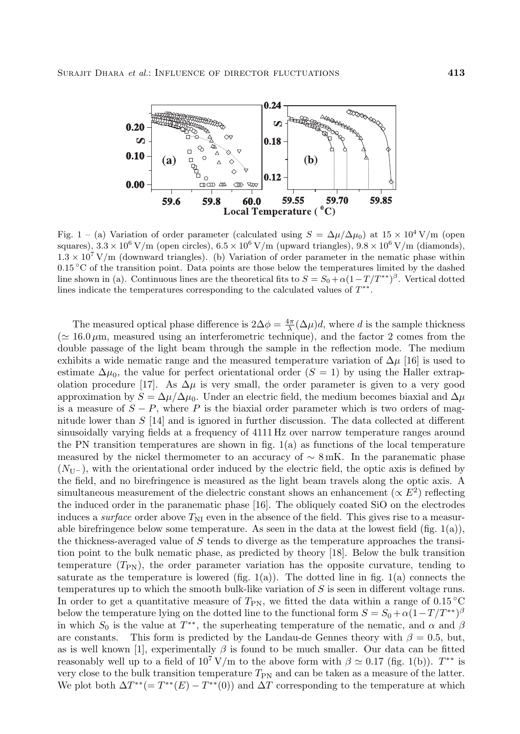Fig. 1 – (a) Variation of order parameter (calculated using $S = \Delta\mu/\Delta\mu_0$) at $15 \times 10^4$ V/m (open squares), $3.3 \times 10^6$ V/m (open circles), $6.5 \times 10^6$ V/m (upward triangles), $9.8 \times 10^6$ V/m (diamonds), $1.3 \times 10^7$ V/m (downward triangles). (b) Variation of order parameter in the nematic phase within $0.15\,^\circ$C of the transition point. Data points are those below the temperatures limited by the dashed line shown in (a). Continuous lines are the theoretical fits to $S = S_0 + \alpha(1 - T/T^{**})^\beta$. Vertical dotted lines indicate the temperatures corresponding to the calculated values of $T^{**}$.

The measured optical phase difference is $2\Delta\phi = \frac{4\pi}{\lambda}(\Delta\mu)d$, where $d$ is the sample thickness ($\simeq 16.0\,\mu$m, measured using an interferometric technique), and the factor 2 comes from the double passage of the light beam through the sample in the reflection mode. The medium exhibits a wide nematic range and the measured temperature variation of $\Delta\mu$ [16] is used to estimate $\Delta\mu_0$, the value for perfect orientational order ($S = 1$) by using the Haller extrapolation procedure [17]. As $\Delta\mu$ is very small, the order parameter is given to a very good approximation by $S = \Delta\mu/\Delta\mu_0$. Under an electric field, the medium becomes biaxial and $\Delta\mu$ is a measure of $S - P$, where $P$ is the biaxial order parameter which is two orders of magnitude lower than $S$ [14] and is ignored in further discussion. The data collected at different sinusoidally varying fields at a frequency of 4111 Hz over narrow temperature ranges around the PN transition temperatures are shown in fig. 1(a) as functions of the local temperature measured by the nickel thermometer to an accuracy of $\sim 8$ mK. In the paranematic phase ($N_{U^-}$), with the orientational order induced by the electric field, the optic axis is defined by the field, and no birefringence is measured as the light beam travels along the optic axis. A simultaneous measurement of the dielectric constant shows an enhancement ($\propto E^2$) reflecting the induced order in the paranematic phase [16]. The obliquely coated SiO on the electrodes induces a *surface* order above $T_{\rm NI}$ even in the absence of the field. This gives rise to a measurable birefringence below some temperature. As seen in the data at the lowest field (fig. 1(a)), the thickness-averaged value of $S$ tends to diverge as the temperature approaches the transition point to the bulk nematic phase, as predicted by theory [18]. Below the bulk transition temperature ($T_{\rm PN}$), the order parameter variation has the opposite curvature, tending to saturate as the temperature is lowered (fig. 1(a)). The dotted line in fig. 1(a) connects the temperatures up to which the smooth bulk-like variation of $S$ is seen in different voltage runs. In order to get a quantitative measure of $T_{\rm PN}$, we fitted the data within a range of $0.15\,^\circ$C below the temperature lying on the dotted line to the functional form $S = S_0 + \alpha(1 - T/T^{**})^\beta$ in which $S_0$ is the value at $T^{**}$, the superheating temperature of the nematic, and $\alpha$ and $\beta$ are constants. This form is predicted by the Landau-de Gennes theory with $\beta = 0.5$, but, as is well known [1], experimentally $\beta$ is found to be much smaller. Our data can be fitted reasonably well up to a field of $10^7$ V/m to the above form with $\beta \simeq 0.17$ (fig. 1(b)). $T^{**}$ is very close to the bulk transition temperature $T_{\rm PN}$ and can be taken as a measure of the latter. We plot both $\Delta T^{**} (= T^{**}(E) - T^{**}(0))$ and $\Delta T$ corresponding to the temperature at which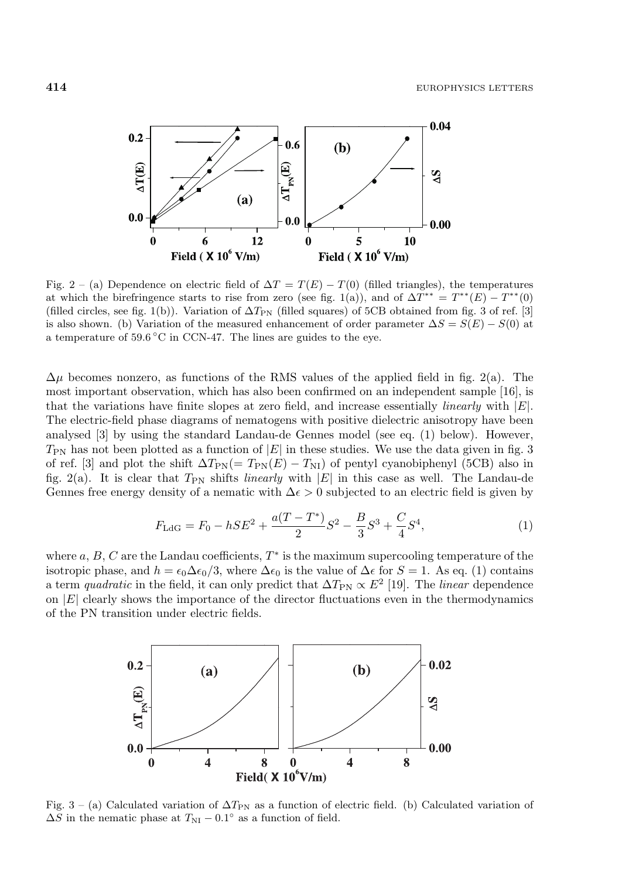Fig. 2 – (a) Dependence on electric field of $\Delta T = T(E) - T(0)$ (filled triangles), the temperatures at which the birefringence starts to rise from zero (see fig. 1(a)), and of $\Delta T^{**} = T^{**}(E) - T^{**}(0)$ (filled circles, see fig. 1(b)). Variation of $\Delta T_{\rm PN}$ (filled squares) of 5CB obtained from fig. 3 of ref. [3] is also shown. (b) Variation of the measured enhancement of order parameter $\Delta S = S(E) - S(0)$ at a temperature of 59.6 °C in CCN-47. The lines are guides to the eye.

$\Delta\mu$ becomes nonzero, as functions of the RMS values of the applied field in fig. 2(a). The most important observation, which has also been confirmed on an independent sample [16], is that the variations have finite slopes at zero field, and increase essentially *linearly* with $|E|$. The electric-field phase diagrams of nematogens with positive dielectric anisotropy have been analysed [3] by using the standard Landau-de Gennes model (see eq. (1) below). However, $T_{\rm PN}$ has not been plotted as a function of $|E|$ in these studies. We use the data given in fig. 3 of ref. [3] and plot the shift $\Delta T_{\rm PN}(= T_{\rm PN}(E) - T_{\rm NI})$ of pentyl cyanobiphenyl (5CB) also in fig. 2(a). It is clear that $T_{\rm PN}$ shifts *linearly* with $|E|$ in this case as well. The Landau-de Gennes free energy density of a nematic with $\Delta\epsilon > 0$ subjected to an electric field is given by

$$F_{\rm LdG} = F_0 - hSE^2 + \frac{a(T - T^*)}{2}S^2 - \frac{B}{3}S^3 + \frac{C}{4}S^4, \tag{1}$$

where $a$, $B$, $C$ are the Landau coefficients, $T^*$ is the maximum supercooling temperature of the isotropic phase, and $h = \epsilon_0\Delta\epsilon_0/3$, where $\Delta\epsilon_0$ is the value of $\Delta\epsilon$ for $S = 1$. As eq. (1) contains a term *quadratic* in the field, it can only predict that $\Delta T_{\rm PN} \propto E^2$ [19]. The *linear* dependence on $|E|$ clearly shows the importance of the director fluctuations even in the thermodynamics of the PN transition under electric fields.

Fig. 3 – (a) Calculated variation of $\Delta T_{\rm PN}$ as a function of electric field. (b) Calculated variation of $\Delta S$ in the nematic phase at $T_{\rm NI} - 0.1°$ as a function of field.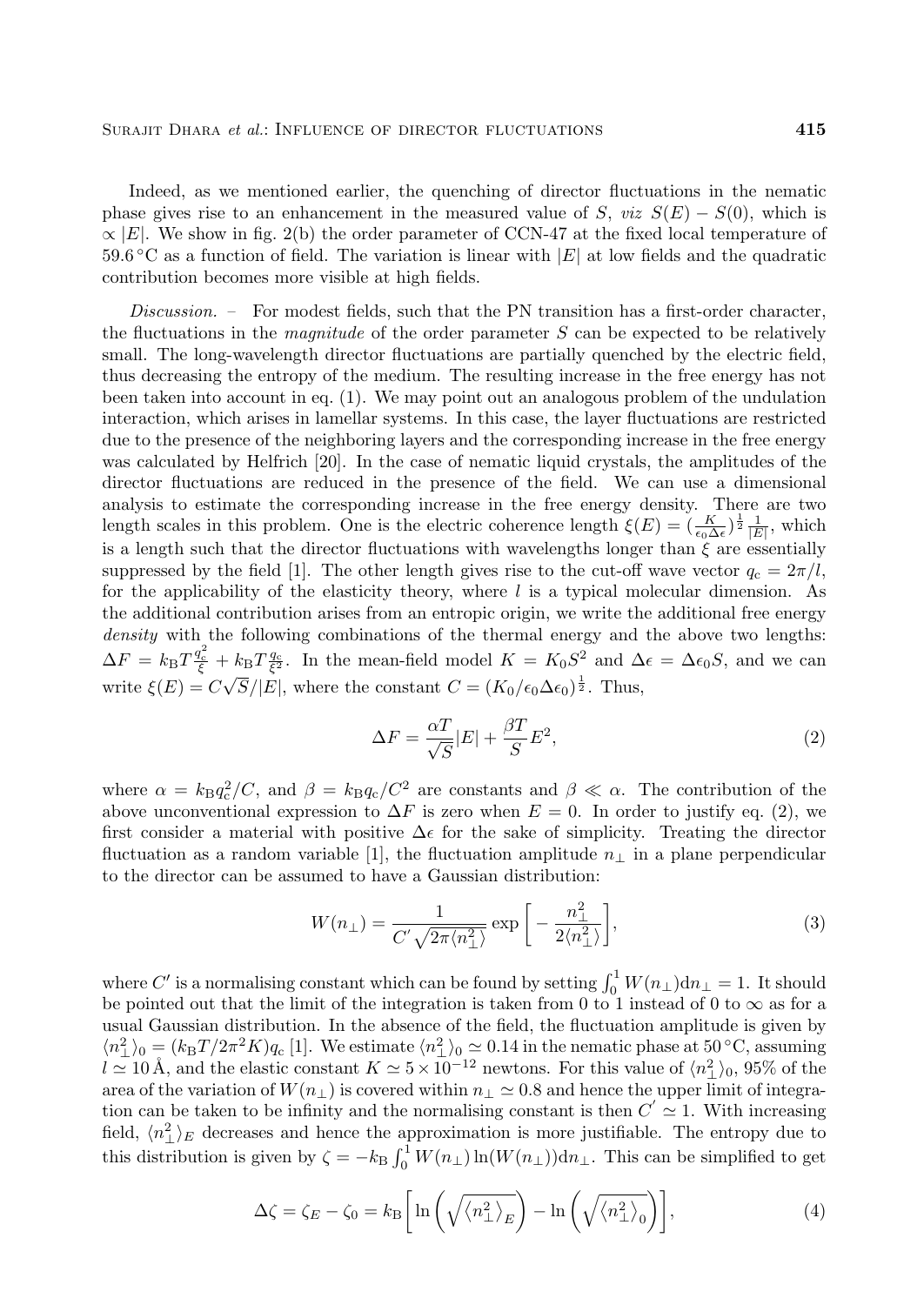Indeed, as we mentioned earlier, the quenching of director fluctuations in the nematic phase gives rise to an enhancement in the measured value of $S$, *viz* $S(E) - S(0)$, which is $\propto |E|$. We show in fig. 2(b) the order parameter of CCN-47 at the fixed local temperature of 59.6 °C as a function of field. The variation is linear with $|E|$ at low fields and the quadratic contribution becomes more visible at high fields.

*Discussion.* – For modest fields, such that the PN transition has a first-order character, the fluctuations in the *magnitude* of the order parameter $S$ can be expected to be relatively small. The long-wavelength director fluctuations are partially quenched by the electric field, thus decreasing the entropy of the medium. The resulting increase in the free energy has not been taken into account in eq. (1). We may point out an analogous problem of the undulation interaction, which arises in lamellar systems. In this case, the layer fluctuations are restricted due to the presence of the neighboring layers and the corresponding increase in the free energy was calculated by Helfrich [20]. In the case of nematic liquid crystals, the amplitudes of the director fluctuations are reduced in the presence of the field. We can use a dimensional analysis to estimate the corresponding increase in the free energy density. There are two length scales in this problem. One is the electric coherence length $\xi(E) = (\frac{K}{\epsilon_0 \Delta\epsilon})^{\frac{1}{2}} \frac{1}{|E|}$, which is a length such that the director fluctuations with wavelengths longer than $\xi$ are essentially suppressed by the field [1]. The other length gives rise to the cut-off wave vector $q_c = 2\pi/l$, for the applicability of the elasticity theory, where $l$ is a typical molecular dimension. As the additional contribution arises from an entropic origin, we write the additional free energy *density* with the following combinations of the thermal energy and the above two lengths: $\Delta F = k_B T \frac{q_c^2}{\xi} + k_B T \frac{q_c}{\xi^2}$. In the mean-field model $K = K_0 S^2$ and $\Delta\epsilon = \Delta\epsilon_0 S$, and we can write $\xi(E) = C\sqrt{S}/|E|$, where the constant $C = (K_0/\epsilon_0 \Delta\epsilon_0)^{\frac{1}{2}}$. Thus,

$$\Delta F = \frac{\alpha T}{\sqrt{S}} |E| + \frac{\beta T}{S} E^2, \tag{2}$$

where $\alpha = k_B q_c^2/C$, and $\beta = k_B q_c/C^2$ are constants and $\beta \ll \alpha$. The contribution of the above unconventional expression to $\Delta F$ is zero when $E = 0$. In order to justify eq. (2), we first consider a material with positive $\Delta\epsilon$ for the sake of simplicity. Treating the director fluctuation as a random variable [1], the fluctuation amplitude $n_\perp$ in a plane perpendicular to the director can be assumed to have a Gaussian distribution:

$$W(n_\perp) = \frac{1}{C' \sqrt{2\pi \langle n_\perp^2 \rangle}} \exp\left[ -\frac{n_\perp^2}{2\langle n_\perp^2 \rangle} \right], \tag{3}$$

where $C'$ is a normalising constant which can be found by setting $\int_0^1 W(n_\perp) \mathrm{d}n_\perp = 1$. It should be pointed out that the limit of the integration is taken from 0 to 1 instead of 0 to $\infty$ as for a usual Gaussian distribution. In the absence of the field, the fluctuation amplitude is given by $\langle n_\perp^2 \rangle_0 = (k_B T / 2\pi^2 K) q_c$ [1]. We estimate $\langle n_\perp^2 \rangle_0 \simeq 0.14$ in the nematic phase at 50 °C, assuming $l \simeq 10$ Å, and the elastic constant $K \simeq 5 \times 10^{-12}$ newtons. For this value of $\langle n_\perp^2 \rangle_0$, 95% of the area of the variation of $W(n_\perp)$ is covered within $n_\perp \simeq 0.8$ and hence the upper limit of integration can be taken to be infinity and the normalising constant is then $C' \simeq 1$. With increasing field, $\langle n_\perp^2 \rangle_E$ decreases and hence the approximation is more justifiable. The entropy due to this distribution is given by $\zeta = -k_B \int_0^1 W(n_\perp) \ln(W(n_\perp)) \mathrm{d}n_\perp$. This can be simplified to get

$$\Delta\zeta = \zeta_E - \zeta_0 = k_B \left[ \ln\left( \sqrt{\langle n_\perp^2 \rangle_E} \right) - \ln\left( \sqrt{\langle n_\perp^2 \rangle_0} \right) \right], \tag{4}$$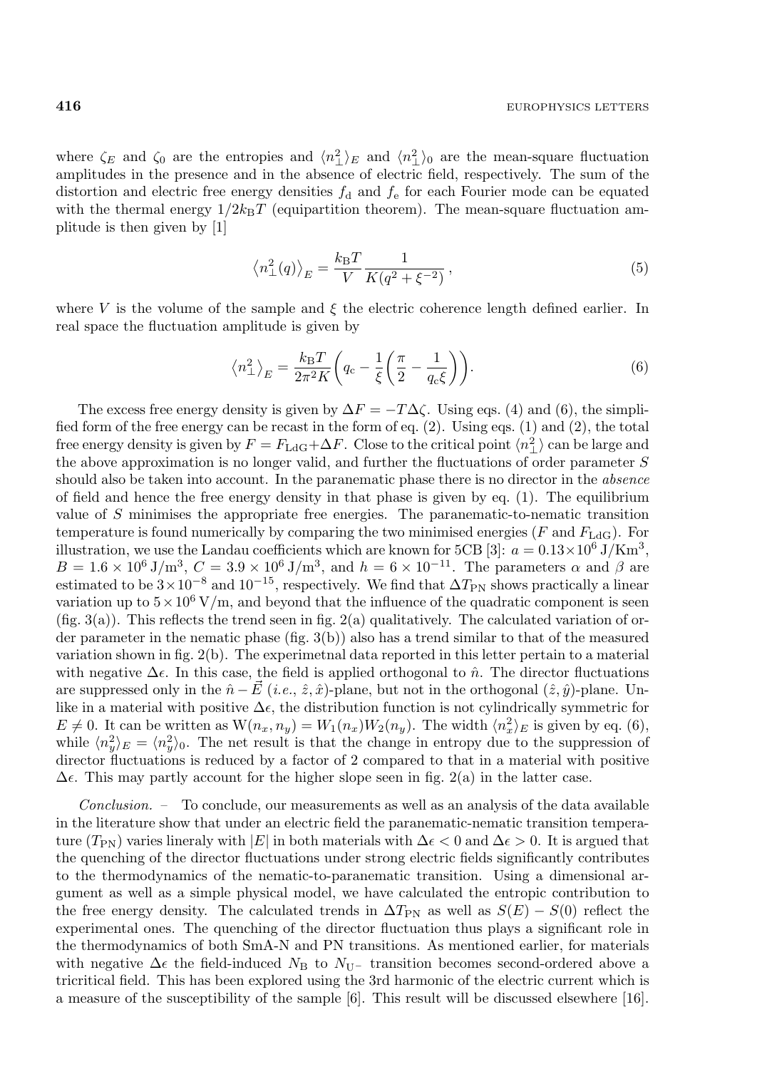where $\zeta_E$ and $\zeta_0$ are the entropies and $\langle n_\perp^2 \rangle_E$ and $\langle n_\perp^2 \rangle_0$ are the mean-square fluctuation amplitudes in the presence and in the absence of electric field, respectively. The sum of the distortion and electric free energy densities $f_\mathrm{d}$ and $f_\mathrm{e}$ for each Fourier mode can be equated with the thermal energy $1/2 k_\mathrm{B} T$ (equipartition theorem). The mean-square fluctuation amplitude is then given by [1]

$$\left\langle n_\perp^2(q) \right\rangle_E = \frac{k_\mathrm{B} T}{V} \frac{1}{K(q^2 + \xi^{-2})}, \tag{5}$$

where $V$ is the volume of the sample and $\xi$ the electric coherence length defined earlier. In real space the fluctuation amplitude is given by

$$\left\langle n_\perp^2 \right\rangle_E = \frac{k_\mathrm{B} T}{2\pi^2 K} \left( q_\mathrm{c} - \frac{1}{\xi} \left( \frac{\pi}{2} - \frac{1}{q_\mathrm{c} \xi} \right) \right). \tag{6}$$

The excess free energy density is given by $\Delta F = -T \Delta\zeta$. Using eqs. (4) and (6), the simplified form of the free energy can be recast in the form of eq. (2). Using eqs. (1) and (2), the total free energy density is given by $F = F_\mathrm{LdG} + \Delta F$. Close to the critical point $\langle n_\perp^2 \rangle$ can be large and the above approximation is no longer valid, and further the fluctuations of order parameter $S$ should also be taken into account. In the paranematic phase there is no director in the *absence* of field and hence the free energy density in that phase is given by eq. (1). The equilibrium value of $S$ minimises the appropriate free energies. The paranematic-to-nematic transition temperature is found numerically by comparing the two minimised energies ($F$ and $F_\mathrm{LdG}$). For illustration, we use the Landau coefficients which are known for 5CB [3]: $a = 0.13 \times 10^6\,\mathrm{J/Km^3}$, $B = 1.6 \times 10^6\,\mathrm{J/m^3}$, $C = 3.9 \times 10^6\,\mathrm{J/m^3}$, and $h = 6 \times 10^{-11}$. The parameters $\alpha$ and $\beta$ are estimated to be $3 \times 10^{-8}$ and $10^{-15}$, respectively. We find that $\Delta T_\mathrm{PN}$ shows practically a linear variation up to $5 \times 10^6\,\mathrm{V/m}$, and beyond that the influence of the quadratic component is seen (fig. 3(a)). This reflects the trend seen in fig. 2(a) qualitatively. The calculated variation of order parameter in the nematic phase (fig. 3(b)) also has a trend similar to that of the measured variation shown in fig. 2(b). The experimetnal data reported in this letter pertain to a material with negative $\Delta\epsilon$. In this case, the field is applied orthogonal to $\hat{n}$. The director fluctuations are suppressed only in the $\hat{n} - \vec{E}$ (*i.e.*, $\hat{z}, \hat{x}$)-plane, but not in the orthogonal ($\hat{z}, \hat{y}$)-plane. Unlike in a material with positive $\Delta\epsilon$, the distribution function is not cylindrically symmetric for $E \neq 0$. It can be written as $\mathrm{W}(n_x, n_y) = W_1(n_x) W_2(n_y)$. The width $\langle n_x^2 \rangle_E$ is given by eq. (6), while $\langle n_y^2 \rangle_E = \langle n_y^2 \rangle_0$. The net result is that the change in entropy due to the suppression of director fluctuations is reduced by a factor of 2 compared to that in a material with positive $\Delta\epsilon$. This may partly account for the higher slope seen in fig. 2(a) in the latter case.

*Conclusion.* – To conclude, our measurements as well as an analysis of the data available in the literature show that under an electric field the paranematic-nematic transition temperature ($T_\mathrm{PN}$) varies lineraly with $|E|$ in both materials with $\Delta\epsilon < 0$ and $\Delta\epsilon > 0$. It is argued that the quenching of the director fluctuations under strong electric fields significantly contributes to the thermodynamics of the nematic-to-paranematic transition. Using a dimensional argument as well as a simple physical model, we have calculated the entropic contribution to the free energy density. The calculated trends in $\Delta T_\mathrm{PN}$ as well as $S(E) - S(0)$ reflect the experimental ones. The quenching of the director fluctuation thus plays a significant role in the thermodynamics of both SmA-N and PN transitions. As mentioned earlier, for materials with negative $\Delta\epsilon$ the field-induced $N_\mathrm{B}$ to $N_{\mathrm{U}^-}$ transition becomes second-ordered above a tricritical field. This has been explored using the 3rd harmonic of the electric current which is a measure of the susceptibility of the sample [6]. This result will be discussed elsewhere [16].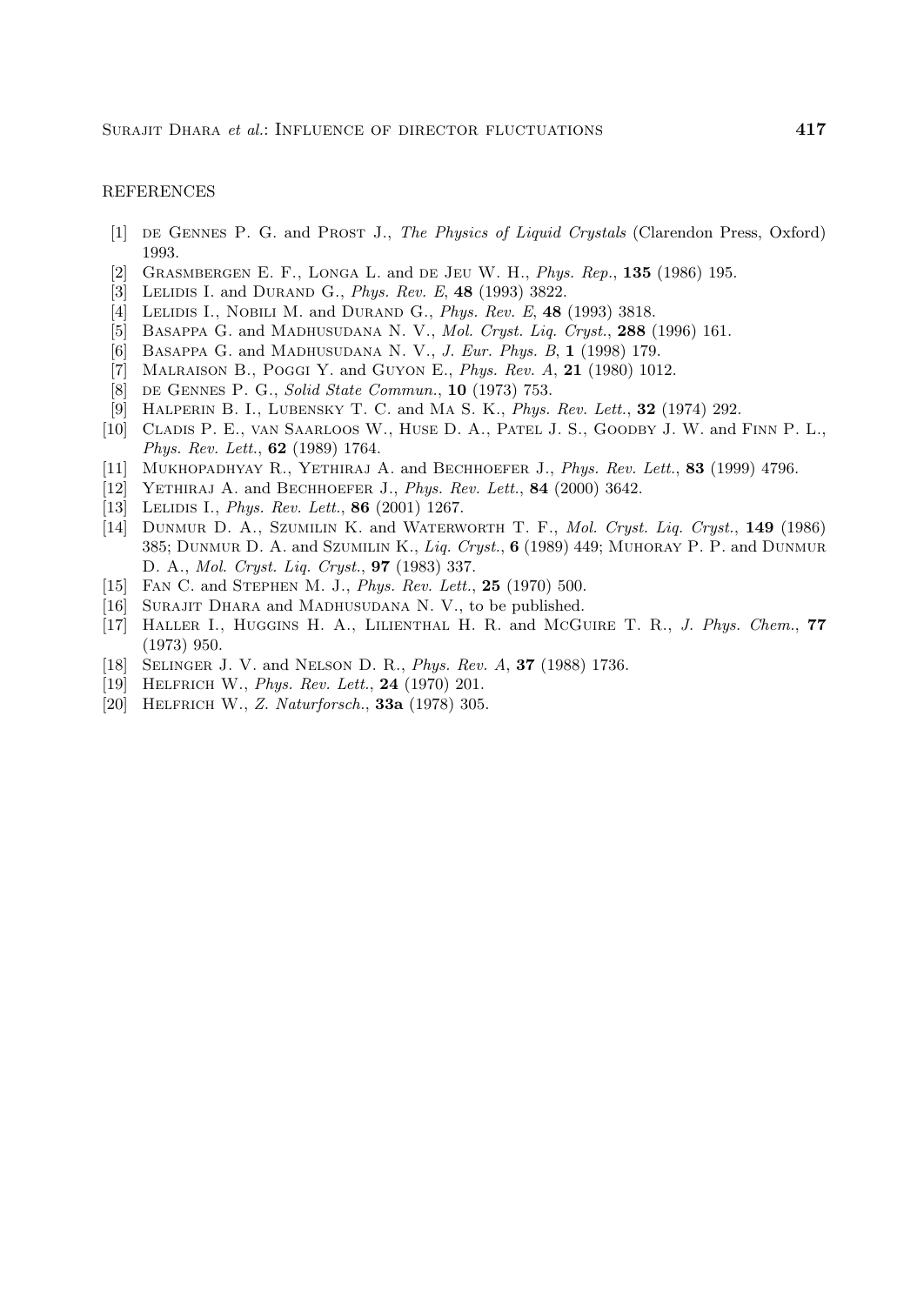## REFERENCES

[1] de Gennes P. G. and Prost J., *The Physics of Liquid Crystals* (Clarendon Press, Oxford) 1993.

[2] Grasmbergen E. F., Longa L. and de Jeu W. H., *Phys. Rep.*, **135** (1986) 195.

[3] Lelidis I. and Durand G., *Phys. Rev. E*, **48** (1993) 3822.

[4] Lelidis I., Nobili M. and Durand G., *Phys. Rev. E*, **48** (1993) 3818.

[5] Basappa G. and Madhusudana N. V., *Mol. Cryst. Liq. Cryst.*, **288** (1996) 161.

[6] Basappa G. and Madhusudana N. V., *J. Eur. Phys. B*, **1** (1998) 179.

[7] Malraison B., Poggi Y. and Guyon E., *Phys. Rev. A*, **21** (1980) 1012.

[8] de Gennes P. G., *Solid State Commun.*, **10** (1973) 753.

[9] Halperin B. I., Lubensky T. C. and Ma S. K., *Phys. Rev. Lett.*, **32** (1974) 292.

[10] Cladis P. E., van Saarloos W., Huse D. A., Patel J. S., Goodby J. W. and Finn P. L., *Phys. Rev. Lett.*, **62** (1989) 1764.

[11] Mukhopadhyay R., Yethiraj A. and Bechhoefer J., *Phys. Rev. Lett.*, **83** (1999) 4796.

[12] Yethiraj A. and Bechhoefer J., *Phys. Rev. Lett.*, **84** (2000) 3642.

[13] Lelidis I., *Phys. Rev. Lett.*, **86** (2001) 1267.

[14] Dunmur D. A., Szumilin K. and Waterworth T. F., *Mol. Cryst. Liq. Cryst.*, **149** (1986) 385; Dunmur D. A. and Szumilin K., *Liq. Cryst.*, **6** (1989) 449; Muhoray P. P. and Dunmur D. A., *Mol. Cryst. Liq. Cryst.*, **97** (1983) 337.

[15] Fan C. and Stephen M. J., *Phys. Rev. Lett.*, **25** (1970) 500.

[16] Surajit Dhara and Madhusudana N. V., to be published.

[17] Haller I., Huggins H. A., Lilienthal H. R. and McGuire T. R., *J. Phys. Chem.*, **77** (1973) 950.

[18] Selinger J. V. and Nelson D. R., *Phys. Rev. A*, **37** (1988) 1736.

[19] Helfrich W., *Phys. Rev. Lett.*, **24** (1970) 201.

[20] Helfrich W., *Z. Naturforsch.*, **33a** (1978) 305.